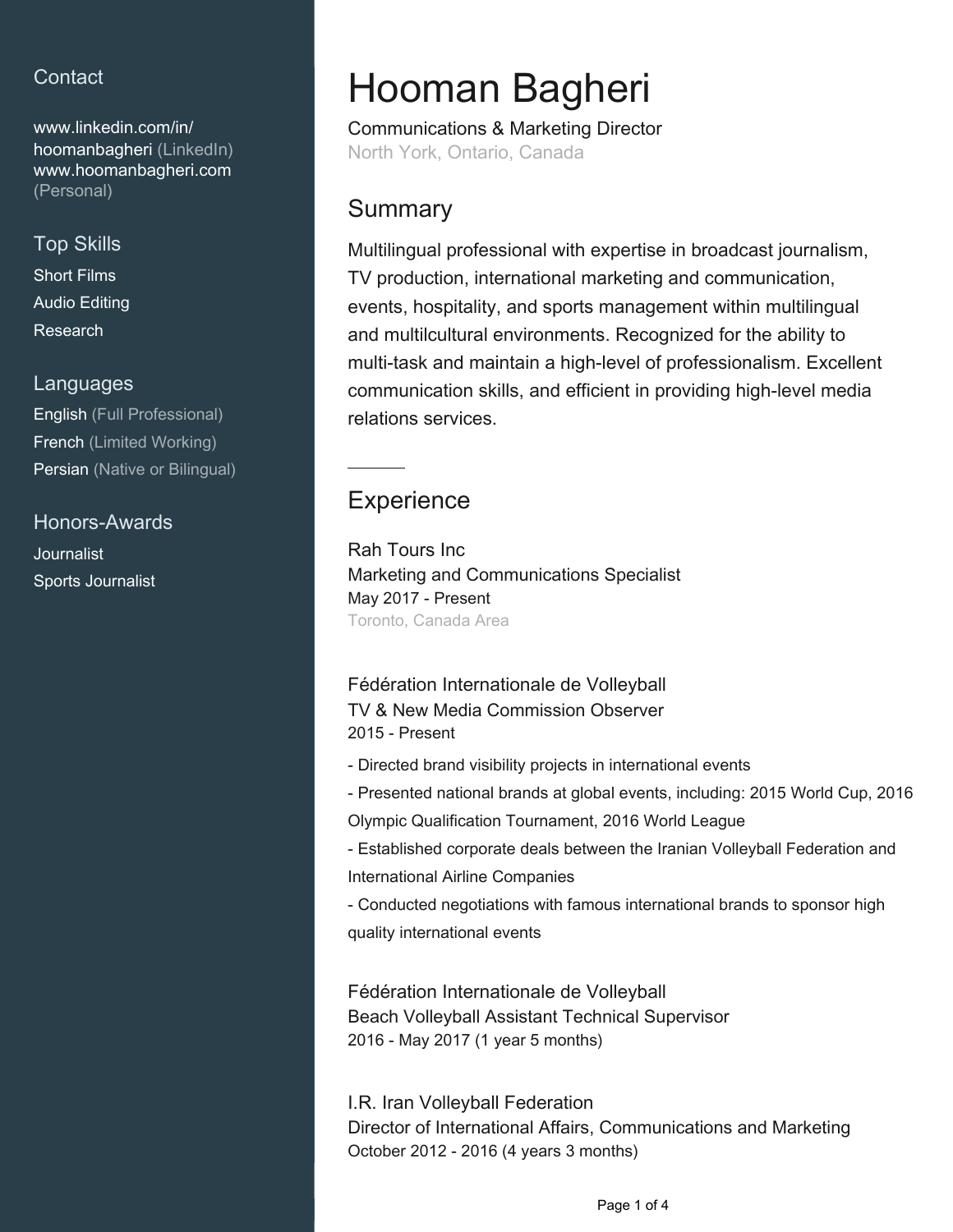## Contact

www.linkedin.com/in/hoomanbagheri (LinkedIn)
www.hoomanbagheri.com (Personal)

## Top Skills

Short Films
Audio Editing
Research

## Languages

English (Full Professional)
French (Limited Working)
Persian (Native or Bilingual)

## Honors-Awards

Journalist
Sports Journalist

# Hooman Bagheri

Communications & Marketing Director
North York, Ontario, Canada

## Summary

Multilingual professional with expertise in broadcast journalism, TV production, international marketing and communication, events, hospitality, and sports management within multilingual and multilcultural environments. Recognized for the ability to multi-task and maintain a high-level of professionalism. Excellent communication skills, and efficient in providing high-level media relations services.

---

## Experience

### Rah Tours Inc
Marketing and Communications Specialist
May 2017 - Present
Toronto, Canada Area

### Fédération Internationale de Volleyball
TV & New Media Commission Observer
2015 - Present

- Directed brand visibility projects in international events
- Presented national brands at global events, including: 2015 World Cup, 2016 Olympic Qualification Tournament, 2016 World League
- Established corporate deals between the Iranian Volleyball Federation and International Airline Companies
- Conducted negotiations with famous international brands to sponsor high quality international events

### Fédération Internationale de Volleyball
Beach Volleyball Assistant Technical Supervisor
2016 - May 2017 (1 year 5 months)

### I.R. Iran Volleyball Federation
Director of International Affairs, Communications and Marketing
October 2012 - 2016 (4 years 3 months)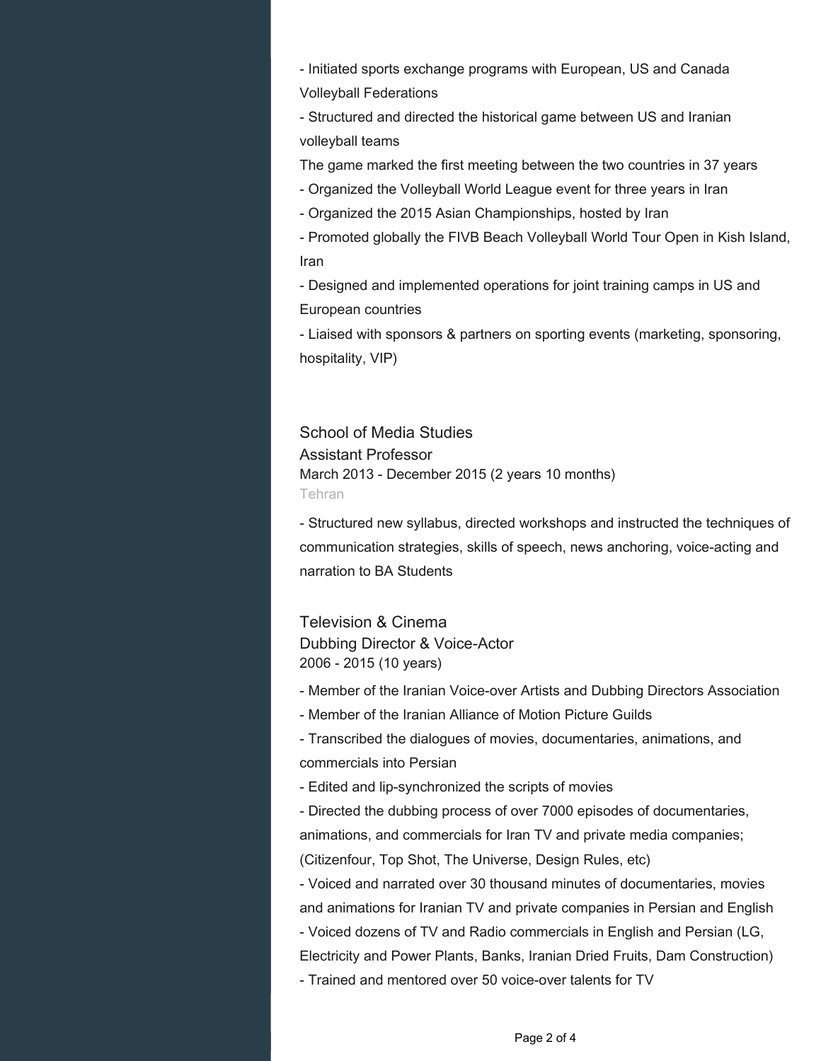- Initiated sports exchange programs with European, US and Canada Volleyball Federations
- Structured and directed the historical game between US and Iranian volleyball teams

The game marked the first meeting between the two countries in 37 years

- Organized the Volleyball World League event for three years in Iran
- Organized the 2015 Asian Championships, hosted by Iran
- Promoted globally the FIVB Beach Volleyball World Tour Open in Kish Island, Iran
- Designed and implemented operations for joint training camps in US and European countries
- Liaised with sponsors & partners on sporting events (marketing, sponsoring, hospitality, VIP)

### School of Media Studies

Assistant Professor

March 2013 - December 2015 (2 years 10 months)

Tehran

- Structured new syllabus, directed workshops and instructed the techniques of communication strategies, skills of speech, news anchoring, voice-acting and narration to BA Students

### Television & Cinema

Dubbing Director & Voice-Actor

2006 - 2015 (10 years)

- Member of the Iranian Voice-over Artists and Dubbing Directors Association
- Member of the Iranian Alliance of Motion Picture Guilds
- Transcribed the dialogues of movies, documentaries, animations, and commercials into Persian
- Edited and lip-synchronized the scripts of movies
- Directed the dubbing process of over 7000 episodes of documentaries, animations, and commercials for Iran TV and private media companies; (Citizenfour, Top Shot, The Universe, Design Rules, etc)
- Voiced and narrated over 30 thousand minutes of documentaries, movies and animations for Iranian TV and private companies in Persian and English
- Voiced dozens of TV and Radio commercials in English and Persian (LG, Electricity and Power Plants, Banks, Iranian Dried Fruits, Dam Construction)
- Trained and mentored over 50 voice-over talents for TV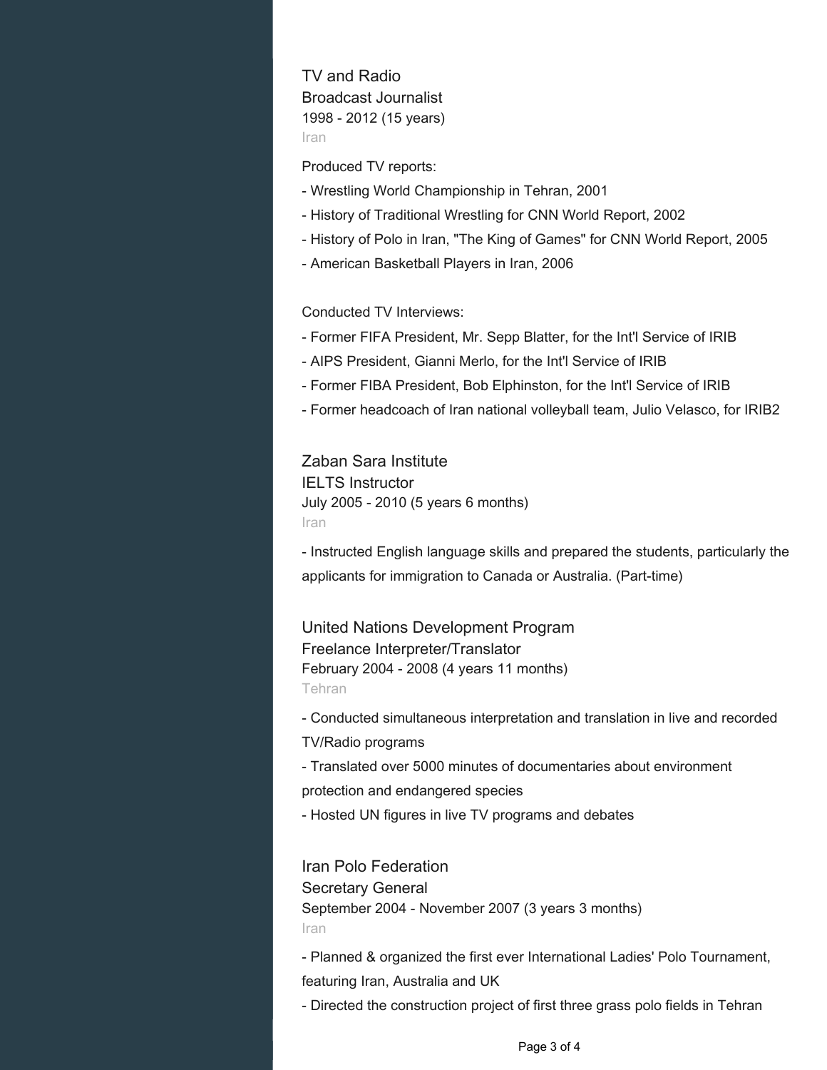### TV and Radio

Broadcast Journalist

1998 - 2012 (15 years)

Iran

Produced TV reports:

- Wrestling World Championship in Tehran, 2001
- History of Traditional Wrestling for CNN World Report, 2002
- History of Polo in Iran, "The King of Games" for CNN World Report, 2005
- American Basketball Players in Iran, 2006

Conducted TV Interviews:

- Former FIFA President, Mr. Sepp Blatter, for the Int'l Service of IRIB
- AIPS President, Gianni Merlo, for the Int'l Service of IRIB
- Former FIBA President, Bob Elphinston, for the Int'l Service of IRIB
- Former headcoach of Iran national volleyball team, Julio Velasco, for IRIB2

### Zaban Sara Institute

IELTS Instructor

July 2005 - 2010 (5 years 6 months)

Iran

- Instructed English language skills and prepared the students, particularly the applicants for immigration to Canada or Australia. (Part-time)

### United Nations Development Program

Freelance Interpreter/Translator

February 2004 - 2008 (4 years 11 months)

Tehran

- Conducted simultaneous interpretation and translation in live and recorded TV/Radio programs
- Translated over 5000 minutes of documentaries about environment protection and endangered species
- Hosted UN figures in live TV programs and debates

### Iran Polo Federation

Secretary General

September 2004 - November 2007 (3 years 3 months)

Iran

- Planned & organized the first ever International Ladies' Polo Tournament, featuring Iran, Australia and UK
- Directed the construction project of first three grass polo fields in Tehran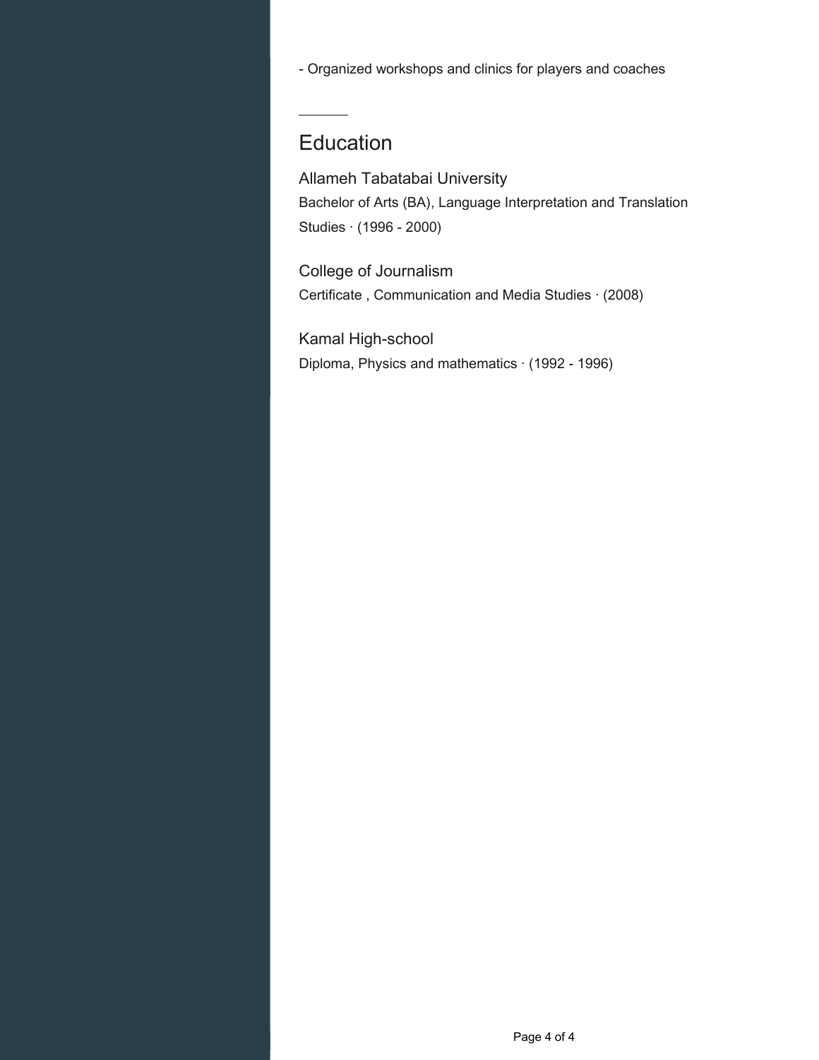- Organized workshops and clinics for players and coaches

## Education

### Allameh Tabatabai University

Bachelor of Arts (BA), Language Interpretation and Translation Studies · (1996 - 2000)

### College of Journalism

Certificate , Communication and Media Studies · (2008)

### Kamal High-school

Diploma, Physics and mathematics · (1992 - 1996)